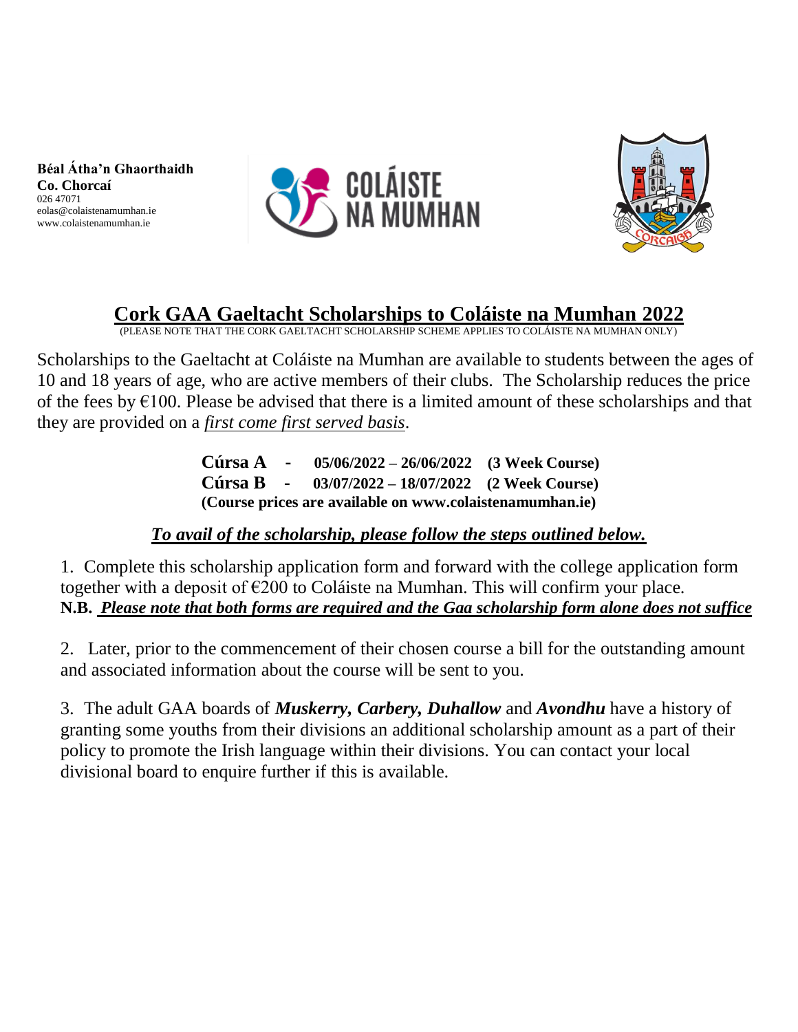**Béal Átha'n Ghaorthaidh**
**Co. Chorcaí**
026 47071
eolas@colaistenamumhan.ie
www.colaistenamumhan.ie

# Cork GAA Gaeltacht Scholarships to Coláiste na Mumhan 2022

(PLEASE NOTE THAT THE CORK GAELTACHT SCHOLARSHIP SCHEME APPLIES TO COLÁISTE NA MUMHAN ONLY)

Scholarships to the Gaeltacht at Coláiste na Mumhan are available to students between the ages of 10 and 18 years of age, who are active members of their clubs. The Scholarship reduces the price of the fees by €100. Please be advised that there is a limited amount of these scholarships and that they are provided on a *first come first served basis*.

**Cúrsa A - 05/06/2022 – 26/06/2022 (3 Week Course)**
**Cúrsa B - 03/07/2022 – 18/07/2022 (2 Week Course)**
**(Course prices are available on www.colaistenamumhan.ie)**

***To avail of the scholarship, please follow the steps outlined below.***

1. Complete this scholarship application form and forward with the college application form together with a deposit of €200 to Coláiste na Mumhan. This will confirm your place.
**N.B. *Please note that both forms are required and the Gaa scholarship form alone does not suffice***

2. Later, prior to the commencement of their chosen course a bill for the outstanding amount and associated information about the course will be sent to you.

3. The adult GAA boards of ***Muskerry, Carbery, Duhallow*** and ***Avondhu*** have a history of granting some youths from their divisions an additional scholarship amount as a part of their policy to promote the Irish language within their divisions. You can contact your local divisional board to enquire further if this is available.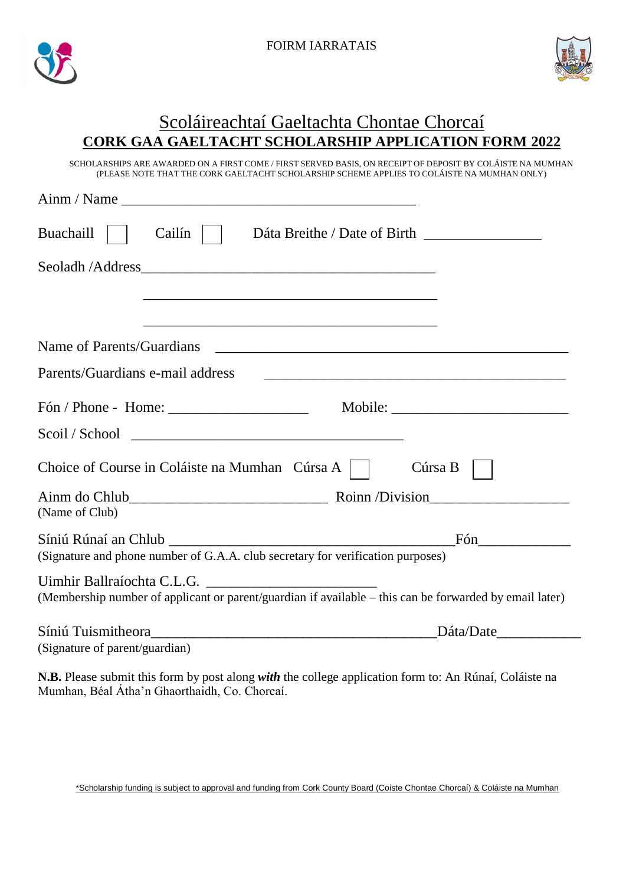FOIRM IARRATAIS

# Scoláireachtaí Gaeltachta Chontae Chorcaí

## CORK GAA GAELTACHT SCHOLARSHIP APPLICATION FORM 2022

SCHOLARSHIPS ARE AWARDED ON A FIRST COME / FIRST SERVED BASIS, ON RECEIPT OF DEPOSIT BY COLÁISTE NA MUMHAN
(PLEASE NOTE THAT THE CORK GAELTACHT SCHOLARSHIP SCHEME APPLIES TO COLÁISTE NA MUMHAN ONLY)

Ainm / Name ________________________________________

Buachaill ☐ Cailín ☐ Dáta Breithe / Date of Birth ________________

Seoladh /Address________________________________________

________________________________________

________________________________________

Name of Parents/Guardians ________________________________________________

Parents/Guardians e-mail address ________________________________________

Fón / Phone - Home: __________________ Mobile: ______________________

Scoil / School ______________________________________

Choice of Course in Coláiste na Mumhan Cúrsa A ☐ Cúrsa B ☐

Ainm do Chlub___________________________ Roinn /Division___________________
(Name of Club)

Síniú Rúnaí an Chlub ________________________________________Fón_____________
(Signature and phone number of G.A.A. club secretary for verification purposes)

Uimhir Ballraíochta C.L.G. _______________________
(Membership number of applicant or parent/guardian if available – this can be forwarded by email later)

Síniú Tuismitheora_______________________________________Dáta/Date___________
(Signature of parent/guardian)

**N.B.** Please submit this form by post along ***with*** the college application form to: An Rúnaí, Coláiste na Mumhan, Béal Átha'n Ghaorthaidh, Co. Chorcaí.

*Scholarship funding is subject to approval and funding from Cork County Board (Coiste Chontae Chorcaí) & Coláiste na Mumhan